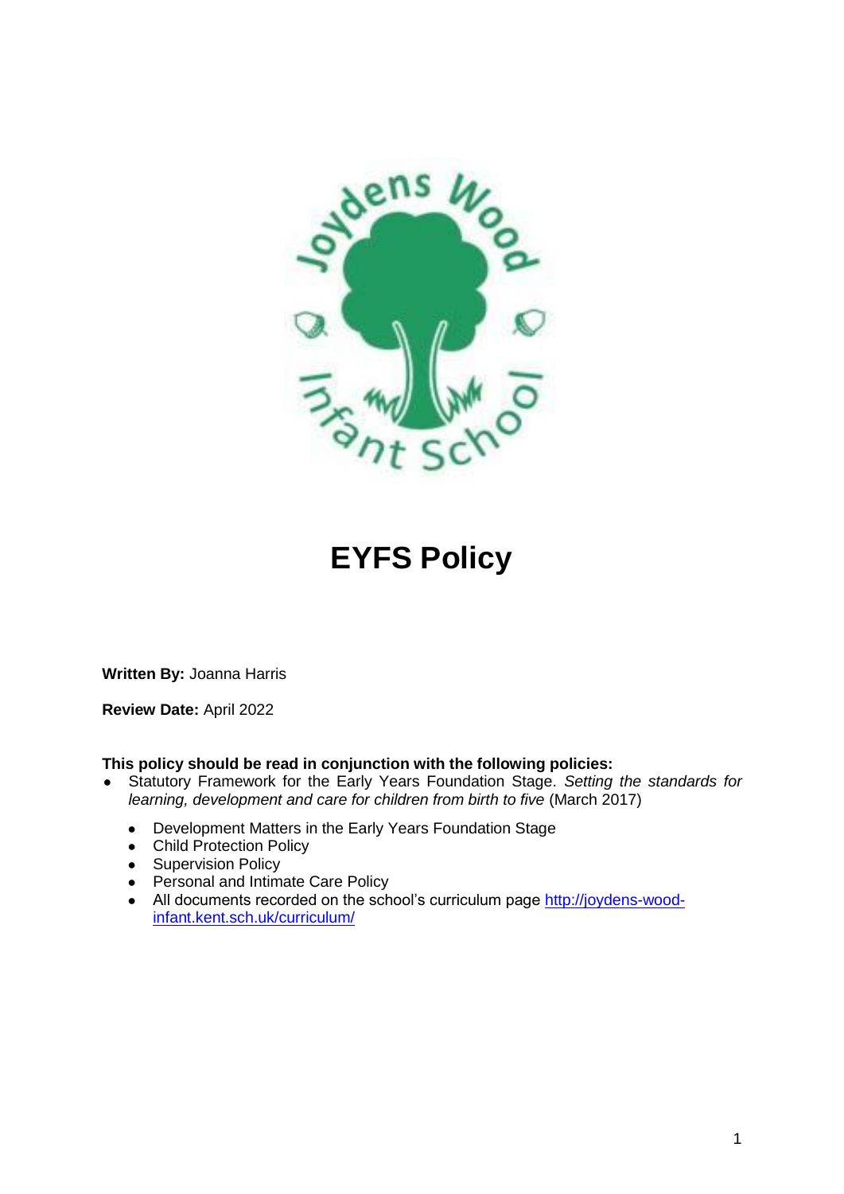# EYFS Policy

**Written By:** Joanna Harris

**Review Date:** April 2022

**This policy should be read in conjunction with the following policies:**

- Statutory Framework for the Early Years Foundation Stage. *Setting the standards for learning, development and care for children from birth to five* (March 2017)
    - Development Matters in the Early Years Foundation Stage
    - Child Protection Policy
    - Supervision Policy
    - Personal and Intimate Care Policy
    - All documents recorded on the school's curriculum page [http://joydens-wood-infant.kent.sch.uk/curriculum/](http://joydens-wood-infant.kent.sch.uk/curriculum/)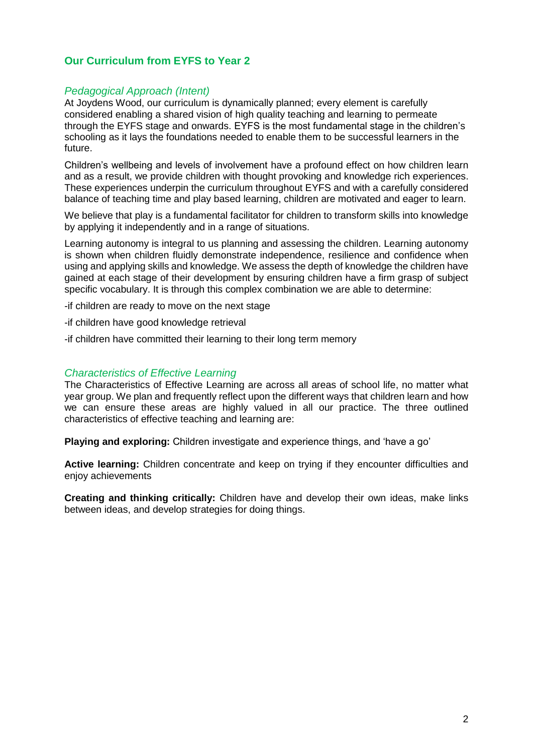## Our Curriculum from EYFS to Year 2

### *Pedagogical Approach (Intent)*

At Joydens Wood, our curriculum is dynamically planned; every element is carefully considered enabling a shared vision of high quality teaching and learning to permeate through the EYFS stage and onwards. EYFS is the most fundamental stage in the children's schooling as it lays the foundations needed to enable them to be successful learners in the future.

Children's wellbeing and levels of involvement have a profound effect on how children learn and as a result, we provide children with thought provoking and knowledge rich experiences. These experiences underpin the curriculum throughout EYFS and with a carefully considered balance of teaching time and play based learning, children are motivated and eager to learn.

We believe that play is a fundamental facilitator for children to transform skills into knowledge by applying it independently and in a range of situations.

Learning autonomy is integral to us planning and assessing the children. Learning autonomy is shown when children fluidly demonstrate independence, resilience and confidence when using and applying skills and knowledge. We assess the depth of knowledge the children have gained at each stage of their development by ensuring children have a firm grasp of subject specific vocabulary. It is through this complex combination we are able to determine:

-if children are ready to move on the next stage

-if children have good knowledge retrieval

-if children have committed their learning to their long term memory

### *Characteristics of Effective Learning*

The Characteristics of Effective Learning are across all areas of school life, no matter what year group. We plan and frequently reflect upon the different ways that children learn and how we can ensure these areas are highly valued in all our practice. The three outlined characteristics of effective teaching and learning are:

**Playing and exploring:** Children investigate and experience things, and 'have a go'

**Active learning:** Children concentrate and keep on trying if they encounter difficulties and enjoy achievements

**Creating and thinking critically:** Children have and develop their own ideas, make links between ideas, and develop strategies for doing things.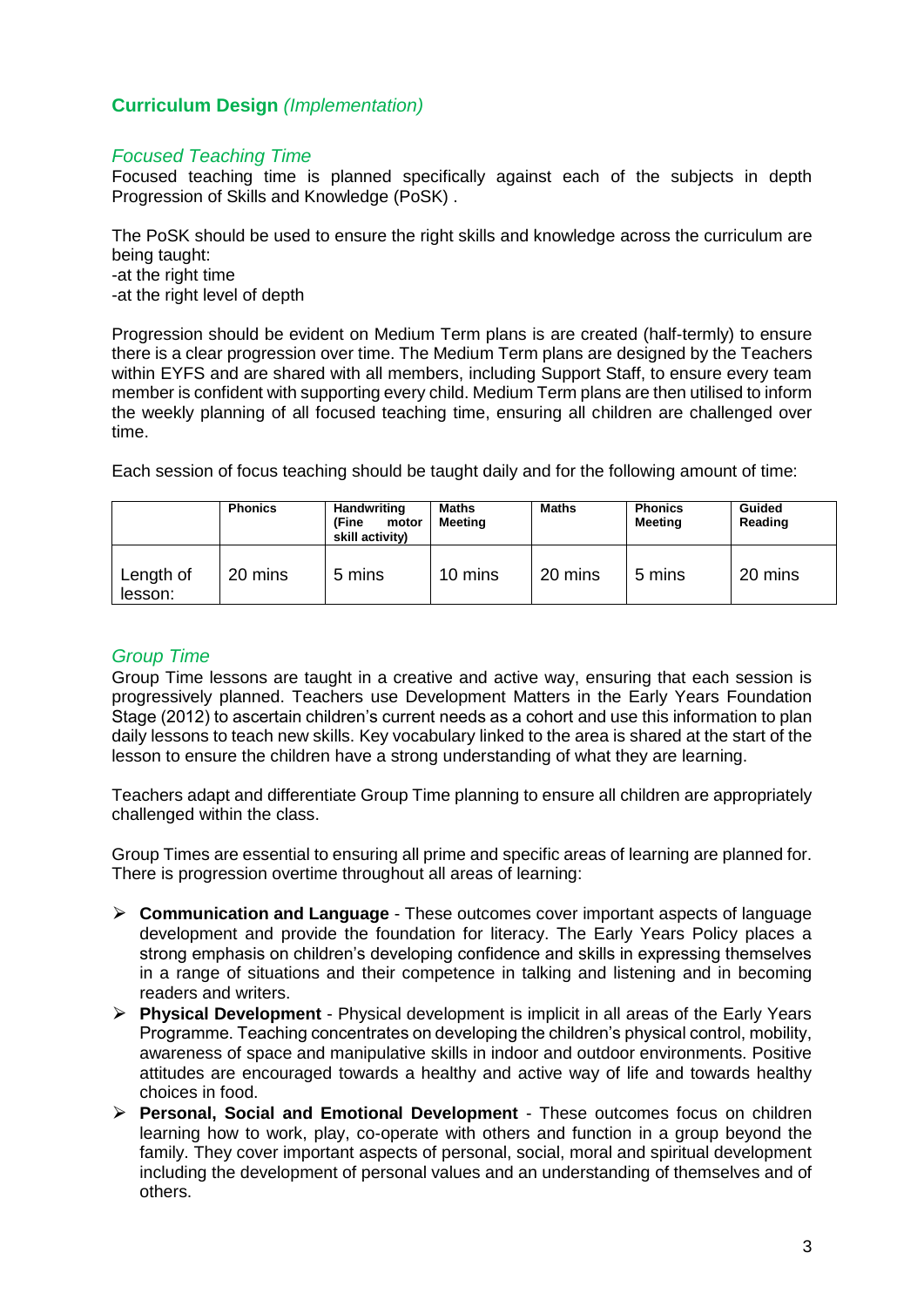## **Curriculum Design** *(Implementation)*

### *Focused Teaching Time*

Focused teaching time is planned specifically against each of the subjects in depth Progression of Skills and Knowledge (PoSK) .

The PoSK should be used to ensure the right skills and knowledge across the curriculum are being taught:
-at the right time
-at the right level of depth

Progression should be evident on Medium Term plans is are created (half-termly) to ensure there is a clear progression over time. The Medium Term plans are designed by the Teachers within EYFS and are shared with all members, including Support Staff, to ensure every team member is confident with supporting every child. Medium Term plans are then utilised to inform the weekly planning of all focused teaching time, ensuring all children are challenged over time.

Each session of focus teaching should be taught daily and for the following amount of time:

| | **Phonics** | **Handwriting (Fine motor skill activity)** | **Maths Meeting** | **Maths** | **Phonics Meeting** | **Guided Reading** |
|---|---|---|---|---|---|---|
| Length of lesson: | 20 mins | 5 mins | 10 mins | 20 mins | 5 mins | 20 mins |

### *Group Time*

Group Time lessons are taught in a creative and active way, ensuring that each session is progressively planned. Teachers use Development Matters in the Early Years Foundation Stage (2012) to ascertain children's current needs as a cohort and use this information to plan daily lessons to teach new skills. Key vocabulary linked to the area is shared at the start of the lesson to ensure the children have a strong understanding of what they are learning.

Teachers adapt and differentiate Group Time planning to ensure all children are appropriately challenged within the class.

Group Times are essential to ensuring all prime and specific areas of learning are planned for. There is progression overtime throughout all areas of learning:

- **Communication and Language** - These outcomes cover important aspects of language development and provide the foundation for literacy. The Early Years Policy places a strong emphasis on children's developing confidence and skills in expressing themselves in a range of situations and their competence in talking and listening and in becoming readers and writers.
- **Physical Development** - Physical development is implicit in all areas of the Early Years Programme. Teaching concentrates on developing the children's physical control, mobility, awareness of space and manipulative skills in indoor and outdoor environments. Positive attitudes are encouraged towards a healthy and active way of life and towards healthy choices in food.
- **Personal, Social and Emotional Development** - These outcomes focus on children learning how to work, play, co-operate with others and function in a group beyond the family. They cover important aspects of personal, social, moral and spiritual development including the development of personal values and an understanding of themselves and of others.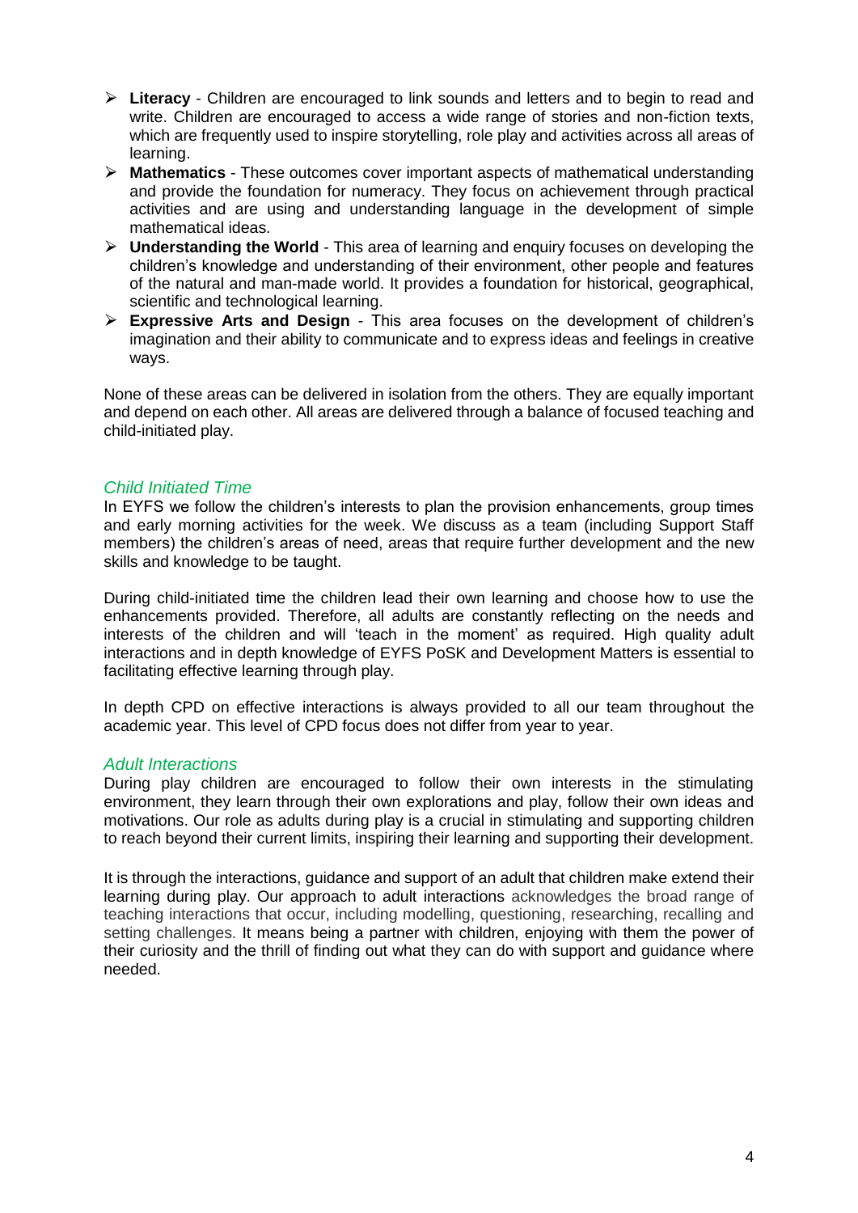- **Literacy** - Children are encouraged to link sounds and letters and to begin to read and write. Children are encouraged to access a wide range of stories and non-fiction texts, which are frequently used to inspire storytelling, role play and activities across all areas of learning.
- **Mathematics** - These outcomes cover important aspects of mathematical understanding and provide the foundation for numeracy. They focus on achievement through practical activities and are using and understanding language in the development of simple mathematical ideas.
- **Understanding the World** - This area of learning and enquiry focuses on developing the children's knowledge and understanding of their environment, other people and features of the natural and man-made world. It provides a foundation for historical, geographical, scientific and technological learning.
- **Expressive Arts and Design** - This area focuses on the development of children's imagination and their ability to communicate and to express ideas and feelings in creative ways.

None of these areas can be delivered in isolation from the others. They are equally important and depend on each other. All areas are delivered through a balance of focused teaching and child-initiated play.

### *Child Initiated Time*

In EYFS we follow the children's interests to plan the provision enhancements, group times and early morning activities for the week. We discuss as a team (including Support Staff members) the children's areas of need, areas that require further development and the new skills and knowledge to be taught.

During child-initiated time the children lead their own learning and choose how to use the enhancements provided. Therefore, all adults are constantly reflecting on the needs and interests of the children and will 'teach in the moment' as required. High quality adult interactions and in depth knowledge of EYFS PoSK and Development Matters is essential to facilitating effective learning through play.

In depth CPD on effective interactions is always provided to all our team throughout the academic year. This level of CPD focus does not differ from year to year.

### *Adult Interactions*

During play children are encouraged to follow their own interests in the stimulating environment, they learn through their own explorations and play, follow their own ideas and motivations. Our role as adults during play is a crucial in stimulating and supporting children to reach beyond their current limits, inspiring their learning and supporting their development.

It is through the interactions, guidance and support of an adult that children make extend their learning during play. Our approach to adult interactions acknowledges the broad range of teaching interactions that occur, including modelling, questioning, researching, recalling and setting challenges. It means being a partner with children, enjoying with them the power of their curiosity and the thrill of finding out what they can do with support and guidance where needed.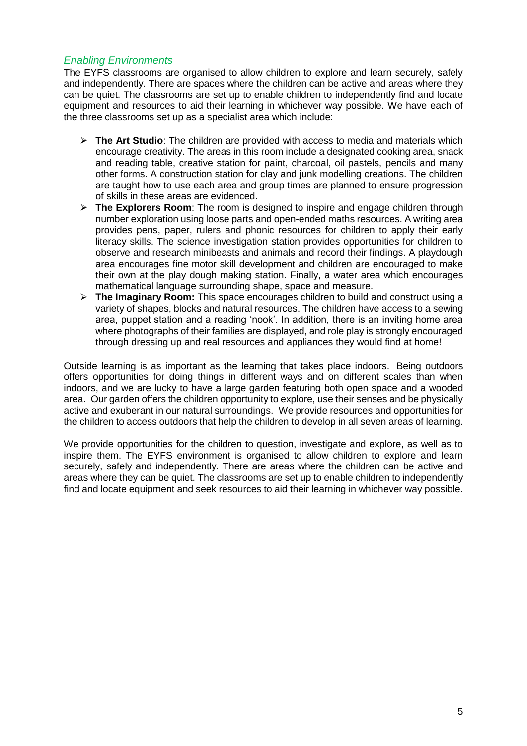### *Enabling Environments*

The EYFS classrooms are organised to allow children to explore and learn securely, safely and independently. There are spaces where the children can be active and areas where they can be quiet. The classrooms are set up to enable children to independently find and locate equipment and resources to aid their learning in whichever way possible. We have each of the three classrooms set up as a specialist area which include:

- **The Art Studio**: The children are provided with access to media and materials which encourage creativity. The areas in this room include a designated cooking area, snack and reading table, creative station for paint, charcoal, oil pastels, pencils and many other forms. A construction station for clay and junk modelling creations. The children are taught how to use each area and group times are planned to ensure progression of skills in these areas are evidenced.
- **The Explorers Room**: The room is designed to inspire and engage children through number exploration using loose parts and open-ended maths resources. A writing area provides pens, paper, rulers and phonic resources for children to apply their early literacy skills. The science investigation station provides opportunities for children to observe and research minibeasts and animals and record their findings. A playdough area encourages fine motor skill development and children are encouraged to make their own at the play dough making station. Finally, a water area which encourages mathematical language surrounding shape, space and measure.
- **The Imaginary Room:** This space encourages children to build and construct using a variety of shapes, blocks and natural resources. The children have access to a sewing area, puppet station and a reading 'nook'. In addition, there is an inviting home area where photographs of their families are displayed, and role play is strongly encouraged through dressing up and real resources and appliances they would find at home!

Outside learning is as important as the learning that takes place indoors. Being outdoors offers opportunities for doing things in different ways and on different scales than when indoors, and we are lucky to have a large garden featuring both open space and a wooded area. Our garden offers the children opportunity to explore, use their senses and be physically active and exuberant in our natural surroundings. We provide resources and opportunities for the children to access outdoors that help the children to develop in all seven areas of learning.

We provide opportunities for the children to question, investigate and explore, as well as to inspire them. The EYFS environment is organised to allow children to explore and learn securely, safely and independently. There are areas where the children can be active and areas where they can be quiet. The classrooms are set up to enable children to independently find and locate equipment and seek resources to aid their learning in whichever way possible.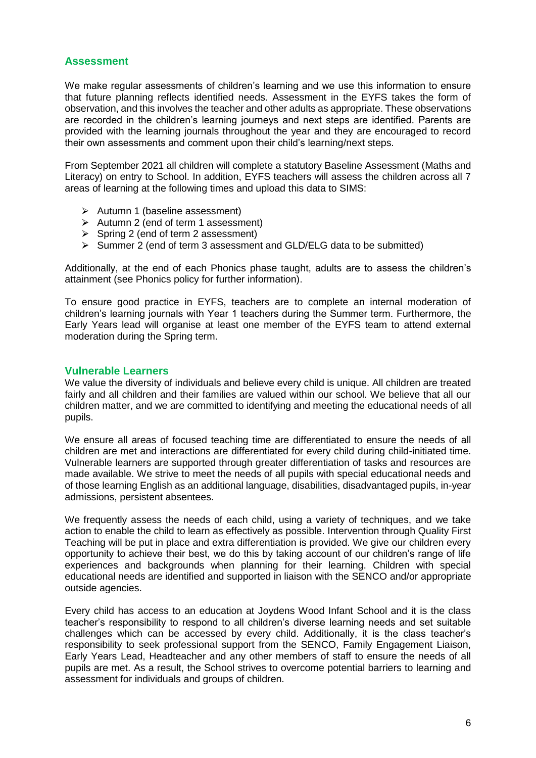## Assessment

We make regular assessments of children's learning and we use this information to ensure that future planning reflects identified needs. Assessment in the EYFS takes the form of observation, and this involves the teacher and other adults as appropriate. These observations are recorded in the children's learning journeys and next steps are identified. Parents are provided with the learning journals throughout the year and they are encouraged to record their own assessments and comment upon their child's learning/next steps.

From September 2021 all children will complete a statutory Baseline Assessment (Maths and Literacy) on entry to School. In addition, EYFS teachers will assess the children across all 7 areas of learning at the following times and upload this data to SIMS:

- Autumn 1 (baseline assessment)
- Autumn 2 (end of term 1 assessment)
- Spring 2 (end of term 2 assessment)
- Summer 2 (end of term 3 assessment and GLD/ELG data to be submitted)

Additionally, at the end of each Phonics phase taught, adults are to assess the children's attainment (see Phonics policy for further information).

To ensure good practice in EYFS, teachers are to complete an internal moderation of children's learning journals with Year 1 teachers during the Summer term. Furthermore, the Early Years lead will organise at least one member of the EYFS team to attend external moderation during the Spring term.

## Vulnerable Learners

We value the diversity of individuals and believe every child is unique. All children are treated fairly and all children and their families are valued within our school. We believe that all our children matter, and we are committed to identifying and meeting the educational needs of all pupils.

We ensure all areas of focused teaching time are differentiated to ensure the needs of all children are met and interactions are differentiated for every child during child-initiated time. Vulnerable learners are supported through greater differentiation of tasks and resources are made available. We strive to meet the needs of all pupils with special educational needs and of those learning English as an additional language, disabilities, disadvantaged pupils, in-year admissions, persistent absentees.

We frequently assess the needs of each child, using a variety of techniques, and we take action to enable the child to learn as effectively as possible. Intervention through Quality First Teaching will be put in place and extra differentiation is provided. We give our children every opportunity to achieve their best, we do this by taking account of our children's range of life experiences and backgrounds when planning for their learning. Children with special educational needs are identified and supported in liaison with the SENCO and/or appropriate outside agencies.

Every child has access to an education at Joydens Wood Infant School and it is the class teacher's responsibility to respond to all children's diverse learning needs and set suitable challenges which can be accessed by every child. Additionally, it is the class teacher's responsibility to seek professional support from the SENCO, Family Engagement Liaison, Early Years Lead, Headteacher and any other members of staff to ensure the needs of all pupils are met. As a result, the School strives to overcome potential barriers to learning and assessment for individuals and groups of children.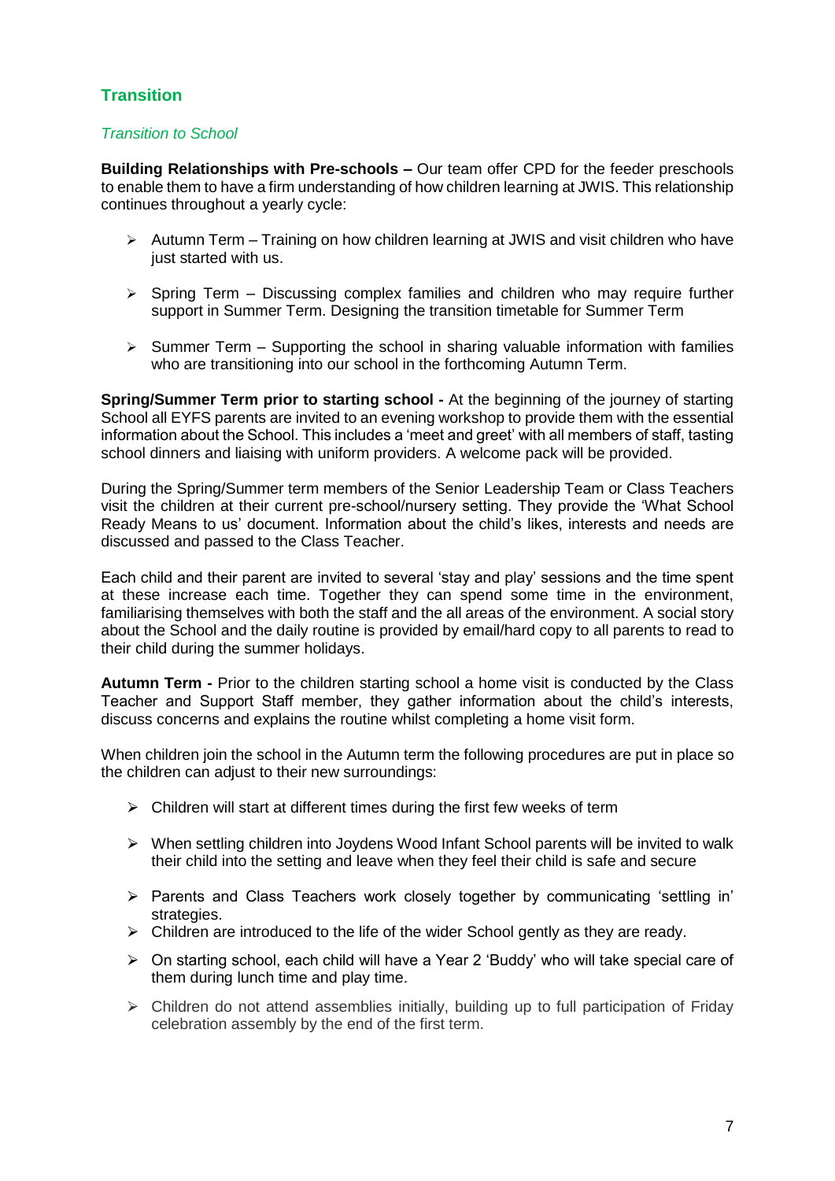## Transition

### *Transition to School*

**Building Relationships with Pre-schools –** Our team offer CPD for the feeder preschools to enable them to have a firm understanding of how children learning at JWIS. This relationship continues throughout a yearly cycle:

- Autumn Term – Training on how children learning at JWIS and visit children who have just started with us.
- Spring Term – Discussing complex families and children who may require further support in Summer Term. Designing the transition timetable for Summer Term
- Summer Term – Supporting the school in sharing valuable information with families who are transitioning into our school in the forthcoming Autumn Term.

**Spring/Summer Term prior to starting school -** At the beginning of the journey of starting School all EYFS parents are invited to an evening workshop to provide them with the essential information about the School. This includes a 'meet and greet' with all members of staff, tasting school dinners and liaising with uniform providers. A welcome pack will be provided.

During the Spring/Summer term members of the Senior Leadership Team or Class Teachers visit the children at their current pre-school/nursery setting. They provide the 'What School Ready Means to us' document. Information about the child's likes, interests and needs are discussed and passed to the Class Teacher.

Each child and their parent are invited to several 'stay and play' sessions and the time spent at these increase each time. Together they can spend some time in the environment, familiarising themselves with both the staff and the all areas of the environment. A social story about the School and the daily routine is provided by email/hard copy to all parents to read to their child during the summer holidays.

**Autumn Term -** Prior to the children starting school a home visit is conducted by the Class Teacher and Support Staff member, they gather information about the child's interests, discuss concerns and explains the routine whilst completing a home visit form.

When children join the school in the Autumn term the following procedures are put in place so the children can adjust to their new surroundings:

- Children will start at different times during the first few weeks of term
- When settling children into Joydens Wood Infant School parents will be invited to walk their child into the setting and leave when they feel their child is safe and secure
- Parents and Class Teachers work closely together by communicating 'settling in' strategies.
- Children are introduced to the life of the wider School gently as they are ready.
- On starting school, each child will have a Year 2 'Buddy' who will take special care of them during lunch time and play time.
- Children do not attend assemblies initially, building up to full participation of Friday celebration assembly by the end of the first term.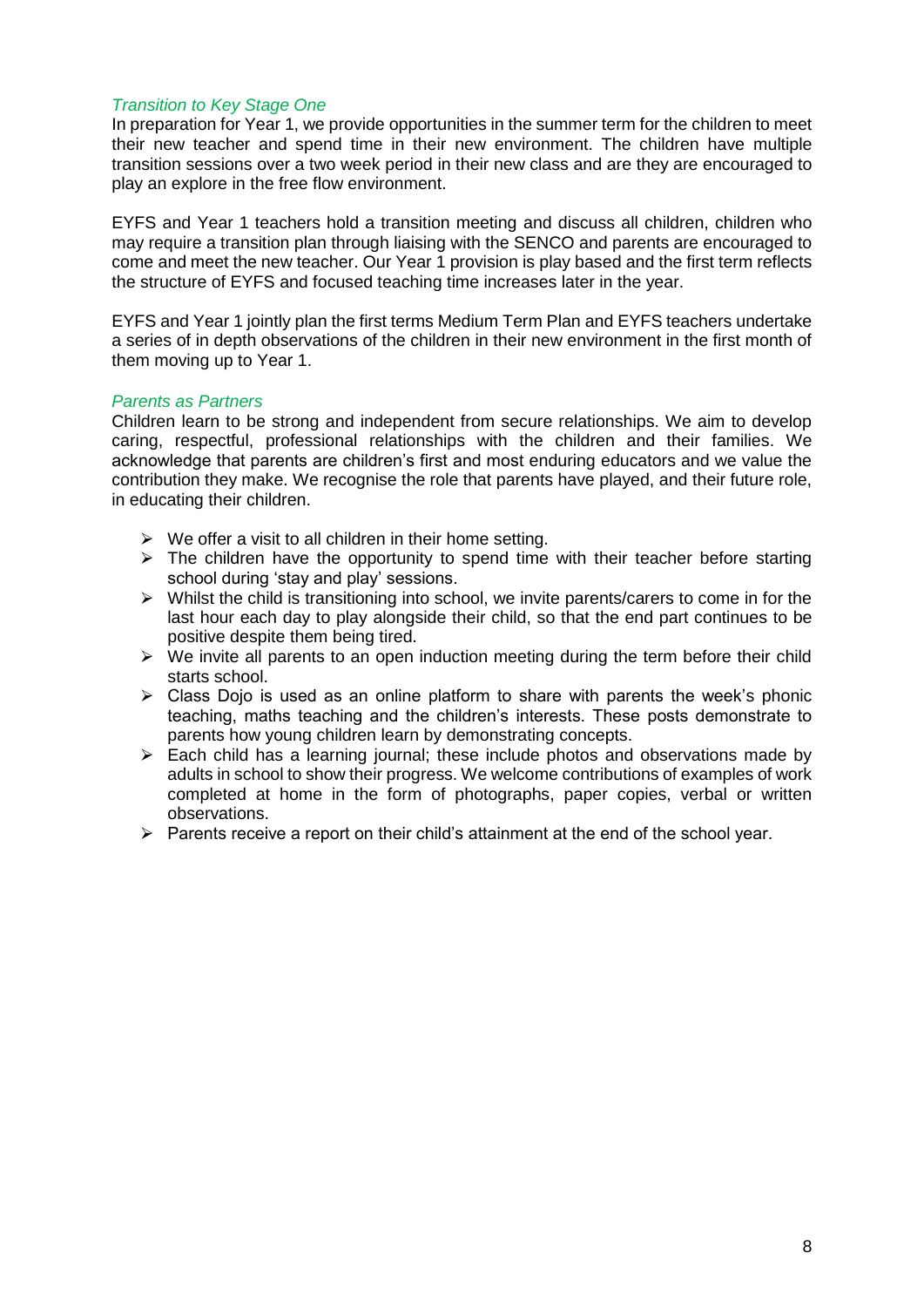*Transition to Key Stage One*

In preparation for Year 1, we provide opportunities in the summer term for the children to meet their new teacher and spend time in their new environment. The children have multiple transition sessions over a two week period in their new class and are they are encouraged to play an explore in the free flow environment.

EYFS and Year 1 teachers hold a transition meeting and discuss all children, children who may require a transition plan through liaising with the SENCO and parents are encouraged to come and meet the new teacher. Our Year 1 provision is play based and the first term reflects the structure of EYFS and focused teaching time increases later in the year.

EYFS and Year 1 jointly plan the first terms Medium Term Plan and EYFS teachers undertake a series of in depth observations of the children in their new environment in the first month of them moving up to Year 1.

*Parents as Partners*

Children learn to be strong and independent from secure relationships. We aim to develop caring, respectful, professional relationships with the children and their families. We acknowledge that parents are children's first and most enduring educators and we value the contribution they make. We recognise the role that parents have played, and their future role, in educating their children.

- We offer a visit to all children in their home setting.
- The children have the opportunity to spend time with their teacher before starting school during 'stay and play' sessions.
- Whilst the child is transitioning into school, we invite parents/carers to come in for the last hour each day to play alongside their child, so that the end part continues to be positive despite them being tired.
- We invite all parents to an open induction meeting during the term before their child starts school.
- Class Dojo is used as an online platform to share with parents the week's phonic teaching, maths teaching and the children's interests. These posts demonstrate to parents how young children learn by demonstrating concepts.
- Each child has a learning journal; these include photos and observations made by adults in school to show their progress. We welcome contributions of examples of work completed at home in the form of photographs, paper copies, verbal or written observations.
- Parents receive a report on their child's attainment at the end of the school year.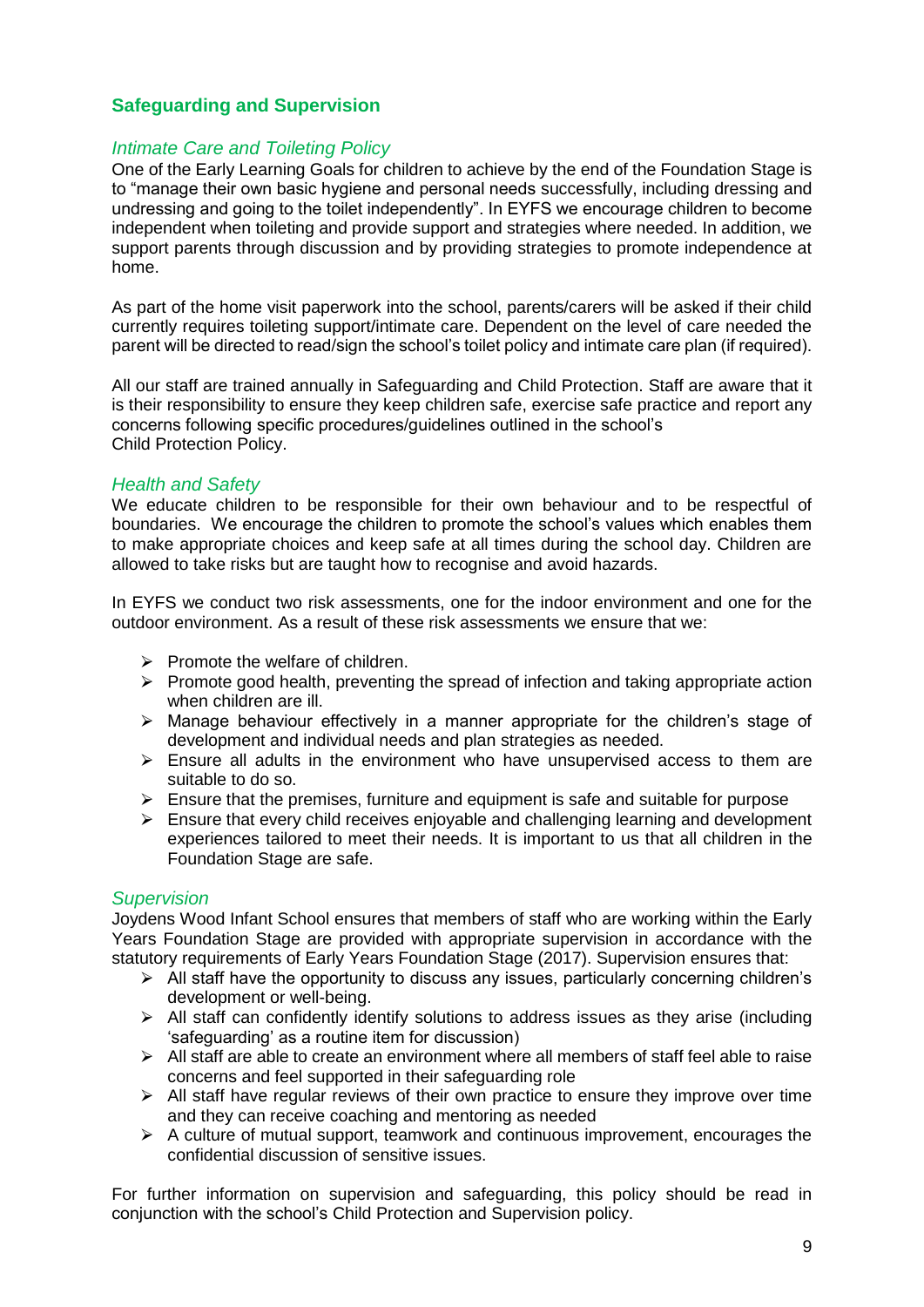## Safeguarding and Supervision

### *Intimate Care and Toileting Policy*

One of the Early Learning Goals for children to achieve by the end of the Foundation Stage is to "manage their own basic hygiene and personal needs successfully, including dressing and undressing and going to the toilet independently". In EYFS we encourage children to become independent when toileting and provide support and strategies where needed. In addition, we support parents through discussion and by providing strategies to promote independence at home.

As part of the home visit paperwork into the school, parents/carers will be asked if their child currently requires toileting support/intimate care. Dependent on the level of care needed the parent will be directed to read/sign the school's toilet policy and intimate care plan (if required).

All our staff are trained annually in Safeguarding and Child Protection. Staff are aware that it is their responsibility to ensure they keep children safe, exercise safe practice and report any concerns following specific procedures/guidelines outlined in the school's Child Protection Policy.

### *Health and Safety*

We educate children to be responsible for their own behaviour and to be respectful of boundaries. We encourage the children to promote the school's values which enables them to make appropriate choices and keep safe at all times during the school day. Children are allowed to take risks but are taught how to recognise and avoid hazards.

In EYFS we conduct two risk assessments, one for the indoor environment and one for the outdoor environment. As a result of these risk assessments we ensure that we:

- Promote the welfare of children.
- Promote good health, preventing the spread of infection and taking appropriate action when children are ill.
- Manage behaviour effectively in a manner appropriate for the children's stage of development and individual needs and plan strategies as needed.
- Ensure all adults in the environment who have unsupervised access to them are suitable to do so.
- Ensure that the premises, furniture and equipment is safe and suitable for purpose
- Ensure that every child receives enjoyable and challenging learning and development experiences tailored to meet their needs. It is important to us that all children in the Foundation Stage are safe.

### *Supervision*

Joydens Wood Infant School ensures that members of staff who are working within the Early Years Foundation Stage are provided with appropriate supervision in accordance with the statutory requirements of Early Years Foundation Stage (2017). Supervision ensures that:

- All staff have the opportunity to discuss any issues, particularly concerning children's development or well-being.
- All staff can confidently identify solutions to address issues as they arise (including 'safeguarding' as a routine item for discussion)
- All staff are able to create an environment where all members of staff feel able to raise concerns and feel supported in their safeguarding role
- All staff have regular reviews of their own practice to ensure they improve over time and they can receive coaching and mentoring as needed
- A culture of mutual support, teamwork and continuous improvement, encourages the confidential discussion of sensitive issues.

For further information on supervision and safeguarding, this policy should be read in conjunction with the school's Child Protection and Supervision policy.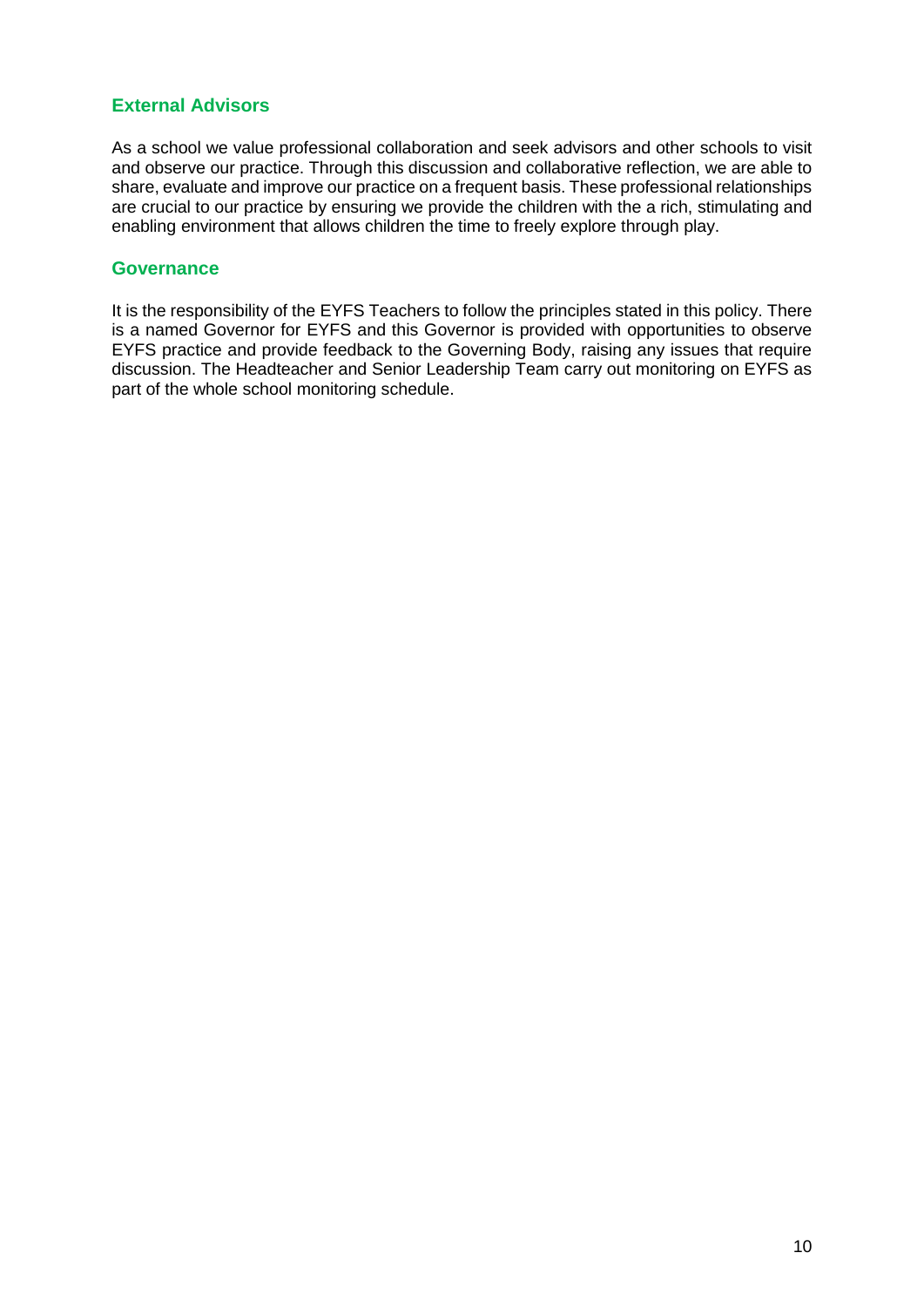## External Advisors

As a school we value professional collaboration and seek advisors and other schools to visit and observe our practice. Through this discussion and collaborative reflection, we are able to share, evaluate and improve our practice on a frequent basis. These professional relationships are crucial to our practice by ensuring we provide the children with the a rich, stimulating and enabling environment that allows children the time to freely explore through play.

## Governance

It is the responsibility of the EYFS Teachers to follow the principles stated in this policy. There is a named Governor for EYFS and this Governor is provided with opportunities to observe EYFS practice and provide feedback to the Governing Body, raising any issues that require discussion. The Headteacher and Senior Leadership Team carry out monitoring on EYFS as part of the whole school monitoring schedule.